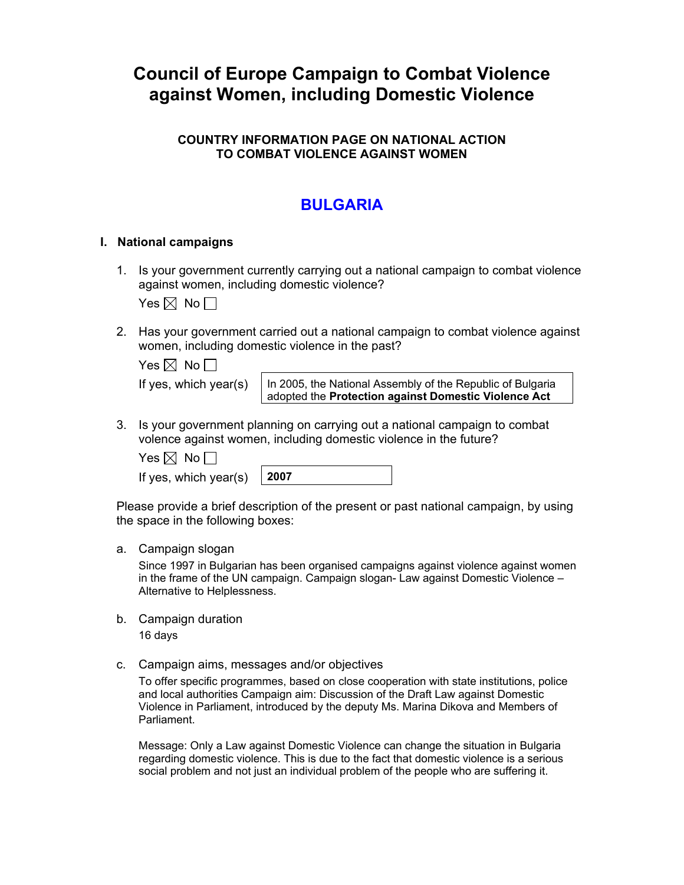# Council of Europe Campaign to Combat Violence against Women, including Domestic Violence

### COUNTRY INFORMATION PAGE ON NATIONAL ACTION TO COMBAT VIOLENCE AGAINST WOMEN

## BULGARIA

### I. National campaigns

1. Is your government currently carrying out a national campaign to combat violence against women, including domestic violence?

   Yes ☒ No ☐

2. Has your government carried out a national campaign to combat violence against women, including domestic violence in the past?

   Yes ☒ No ☐

   If yes, which year(s): In 2005, the National Assembly of the Republic of Bulgaria adopted the **Protection against Domestic Violence Act**

3. Is your government planning on carrying out a national campaign to combat volence against women, including domestic violence in the future?

   Yes ☒ No ☐

   If yes, which year(s): **2007**

Please provide a brief description of the present or past national campaign, by using the space in the following boxes:

a. Campaign slogan

   Since 1997 in Bulgarian has been organised campaigns against violence against women in the frame of the UN campaign. Campaign slogan- Law against Domestic Violence – Alternative to Helplessness.

b. Campaign duration

   16 days

c. Campaign aims, messages and/or objectives

   To offer specific programmes, based on close cooperation with state institutions, police and local authorities Campaign aim: Discussion of the Draft Law against Domestic Violence in Parliament, introduced by the deputy Ms. Marina Dikova and Members of Parliament.

   Message: Only a Law against Domestic Violence can change the situation in Bulgaria regarding domestic violence. This is due to the fact that domestic violence is a serious social problem and not just an individual problem of the people who are suffering it.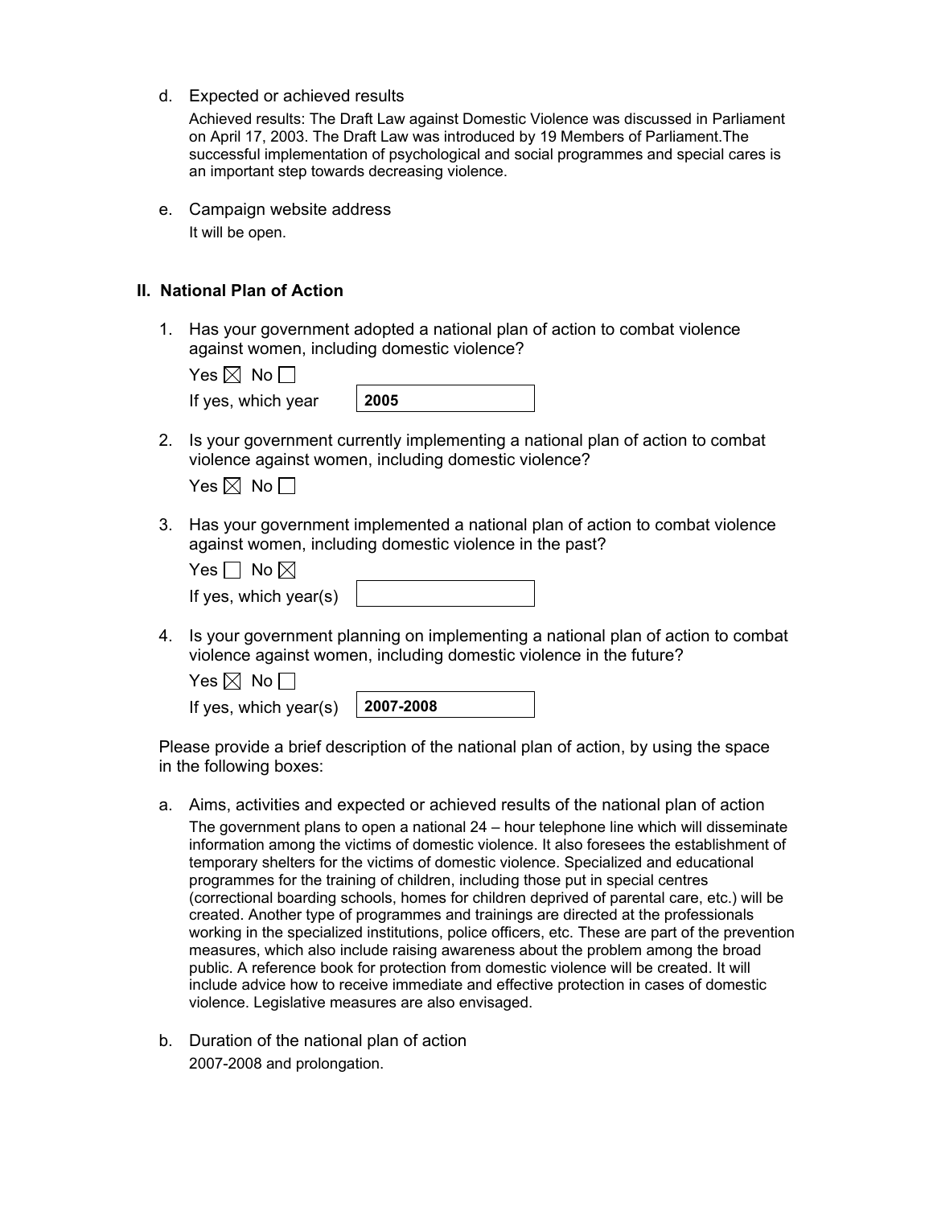d. Expected or achieved results

   Achieved results: The Draft Law against Domestic Violence was discussed in Parliament on April 17, 2003. The Draft Law was introduced by 19 Members of Parliament.The successful implementation of psychological and social programmes and special cares is an important step towards decreasing violence.

e. Campaign website address

   It will be open.

## II. National Plan of Action

1. Has your government adopted a national plan of action to combat violence against women, including domestic violence?

   Yes ☒ No ☐

   If yes, which year **2005**

2. Is your government currently implementing a national plan of action to combat violence against women, including domestic violence?

   Yes ☒ No ☐

3. Has your government implemented a national plan of action to combat violence against women, including domestic violence in the past?

   Yes ☐ No ☒

   If yes, which year(s)

4. Is your government planning on implementing a national plan of action to combat violence against women, including domestic violence in the future?

   Yes ☒ No ☐

   If yes, which year(s) **2007-2008**

Please provide a brief description of the national plan of action, by using the space in the following boxes:

a. Aims, activities and expected or achieved results of the national plan of action

   The government plans to open a national 24 – hour telephone line which will disseminate information among the victims of domestic violence. It also foresees the establishment of temporary shelters for the victims of domestic violence. Specialized and educational programmes for the training of children, including those put in special centres (correctional boarding schools, homes for children deprived of parental care, etc.) will be created. Another type of programmes and trainings are directed at the professionals working in the specialized institutions, police officers, etc. These are part of the prevention measures, which also include raising awareness about the problem among the broad public. A reference book for protection from domestic violence will be created. It will include advice how to receive immediate and effective protection in cases of domestic violence. Legislative measures are also envisaged.

b. Duration of the national plan of action

   2007-2008 and prolongation.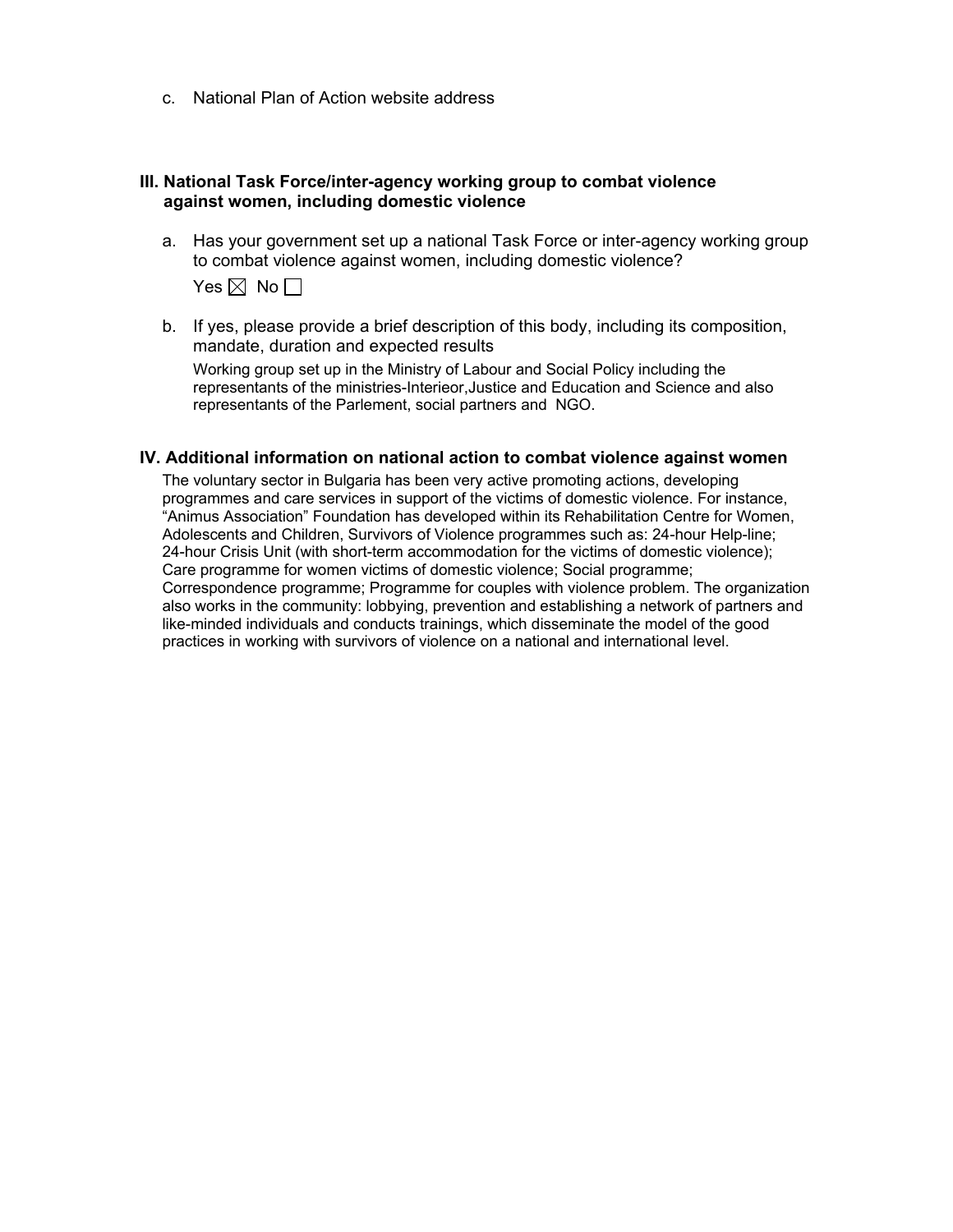c. National Plan of Action website address

## III. National Task Force/inter-agency working group to combat violence against women, including domestic violence

a. Has your government set up a national Task Force or inter-agency working group to combat violence against women, including domestic violence?

Yes ☒ No ☐

b. If yes, please provide a brief description of this body, including its composition, mandate, duration and expected results

Working group set up in the Ministry of Labour and Social Policy including the representants of the ministries-Interieor,Justice and Education and Science and also representants of the Parlement, social partners and NGO.

## IV. Additional information on national action to combat violence against women

The voluntary sector in Bulgaria has been very active promoting actions, developing programmes and care services in support of the victims of domestic violence. For instance, “Animus Association” Foundation has developed within its Rehabilitation Centre for Women, Adolescents and Children, Survivors of Violence programmes such as: 24-hour Help-line; 24-hour Crisis Unit (with short-term accommodation for the victims of domestic violence); Care programme for women victims of domestic violence; Social programme; Correspondence programme; Programme for couples with violence problem. The organization also works in the community: lobbying, prevention and establishing a network of partners and like-minded individuals and conducts trainings, which disseminate the model of the good practices in working with survivors of violence on a national and international level.